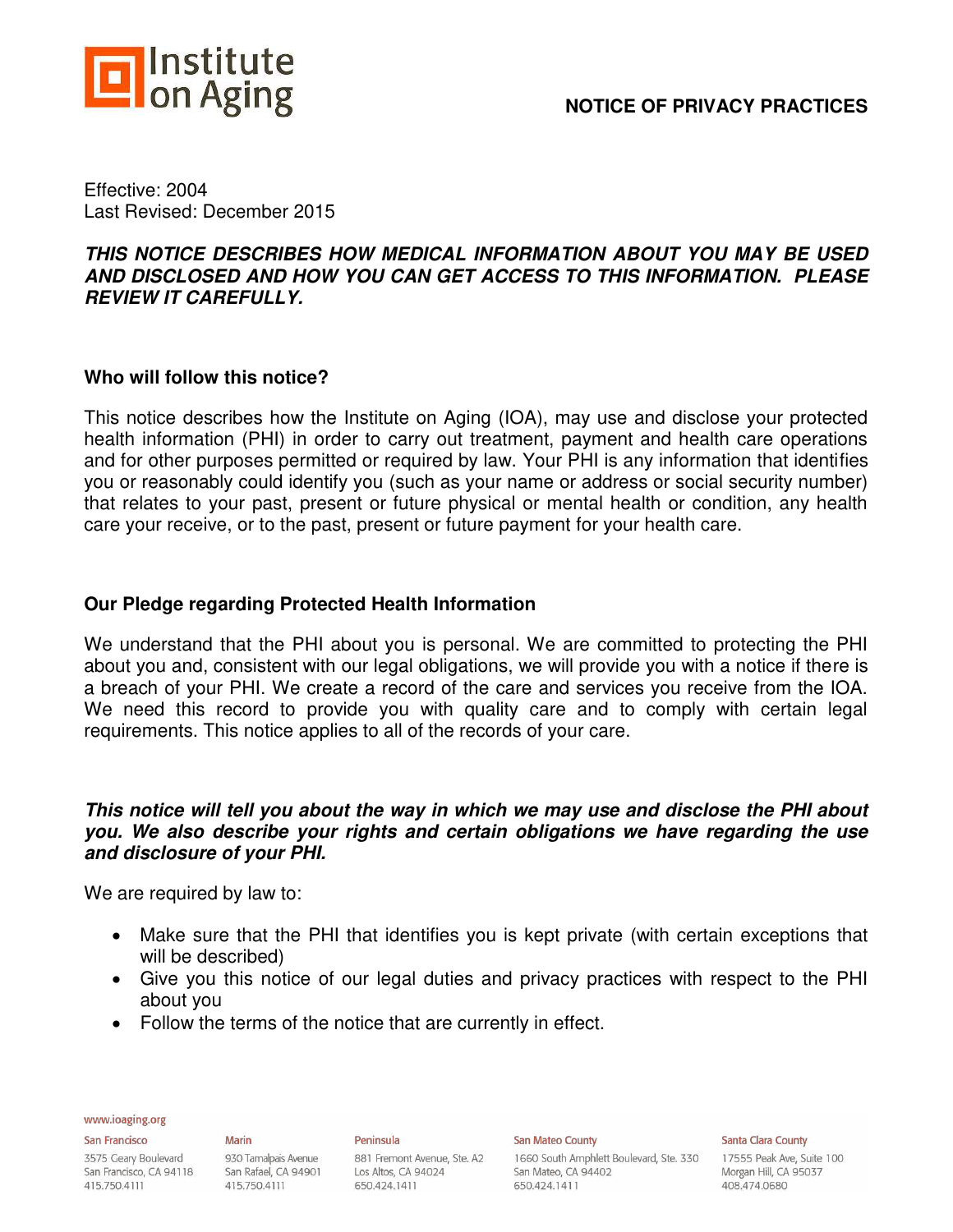Institute on Aging

# NOTICE OF PRIVACY PRACTICES

Effective: 2004
Last Revised: December 2015

***THIS NOTICE DESCRIBES HOW MEDICAL INFORMATION ABOUT YOU MAY BE USED AND DISCLOSED AND HOW YOU CAN GET ACCESS TO THIS INFORMATION. PLEASE REVIEW IT CAREFULLY.***

## Who will follow this notice?

This notice describes how the Institute on Aging (IOA), may use and disclose your protected health information (PHI) in order to carry out treatment, payment and health care operations and for other purposes permitted or required by law. Your PHI is any information that identifies you or reasonably could identify you (such as your name or address or social security number) that relates to your past, present or future physical or mental health or condition, any health care your receive, or to the past, present or future payment for your health care.

## Our Pledge regarding Protected Health Information

We understand that the PHI about you is personal. We are committed to protecting the PHI about you and, consistent with our legal obligations, we will provide you with a notice if there is a breach of your PHI. We create a record of the care and services you receive from the IOA. We need this record to provide you with quality care and to comply with certain legal requirements. This notice applies to all of the records of your care.

***This notice will tell you about the way in which we may use and disclose the PHI about you. We also describe your rights and certain obligations we have regarding the use and disclosure of your PHI.***

We are required by law to:

- Make sure that the PHI that identifies you is kept private (with certain exceptions that will be described)
- Give you this notice of our legal duties and privacy practices with respect to the PHI about you
- Follow the terms of the notice that are currently in effect.

www.ioaging.org

San Francisco
3575 Geary Boulevard
San Francisco, CA 94118
415.750.4111

Marin
930 Tamalpais Avenue
San Rafael, CA 94901
415.750.4111

Peninsula
881 Fremont Avenue, Ste. A2
Los Altos, CA 94024
650.424.1411

San Mateo County
1660 South Amphlett Boulevard, Ste. 330
San Mateo, CA 94402
650.424.1411

Santa Clara County
17555 Peak Ave, Suite 100
Morgan Hill, CA 95037
408.474.0680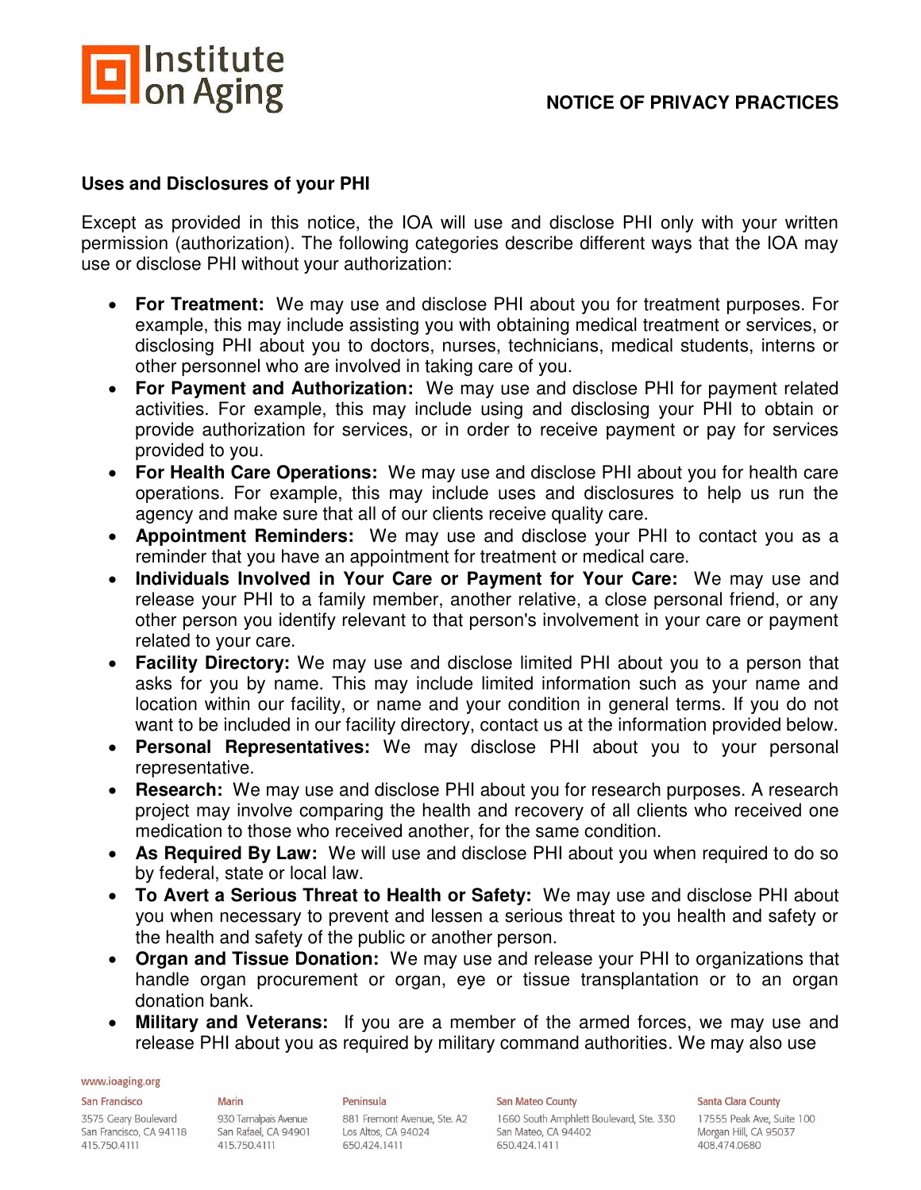## NOTICE OF PRIVACY PRACTICES

### Uses and Disclosures of your PHI

Except as provided in this notice, the IOA will use and disclose PHI only with your written permission (authorization). The following categories describe different ways that the IOA may use or disclose PHI without your authorization:

- **For Treatment:** We may use and disclose PHI about you for treatment purposes. For example, this may include assisting you with obtaining medical treatment or services, or disclosing PHI about you to doctors, nurses, technicians, medical students, interns or other personnel who are involved in taking care of you.
- **For Payment and Authorization:** We may use and disclose PHI for payment related activities. For example, this may include using and disclosing your PHI to obtain or provide authorization for services, or in order to receive payment or pay for services provided to you.
- **For Health Care Operations:** We may use and disclose PHI about you for health care operations. For example, this may include uses and disclosures to help us run the agency and make sure that all of our clients receive quality care.
- **Appointment Reminders:** We may use and disclose your PHI to contact you as a reminder that you have an appointment for treatment or medical care.
- **Individuals Involved in Your Care or Payment for Your Care:** We may use and release your PHI to a family member, another relative, a close personal friend, or any other person you identify relevant to that person's involvement in your care or payment related to your care.
- **Facility Directory:** We may use and disclose limited PHI about you to a person that asks for you by name. This may include limited information such as your name and location within our facility, or name and your condition in general terms. If you do not want to be included in our facility directory, contact us at the information provided below.
- **Personal Representatives:** We may disclose PHI about you to your personal representative.
- **Research:** We may use and disclose PHI about you for research purposes. A research project may involve comparing the health and recovery of all clients who received one medication to those who received another, for the same condition.
- **As Required By Law:** We will use and disclose PHI about you when required to do so by federal, state or local law.
- **To Avert a Serious Threat to Health or Safety:** We may use and disclose PHI about you when necessary to prevent and lessen a serious threat to you health and safety or the health and safety of the public or another person.
- **Organ and Tissue Donation:** We may use and release your PHI to organizations that handle organ procurement or organ, eye or tissue transplantation or to an organ donation bank.
- **Military and Veterans:** If you are a member of the armed forces, we may use and release PHI about you as required by military command authorities. We may also use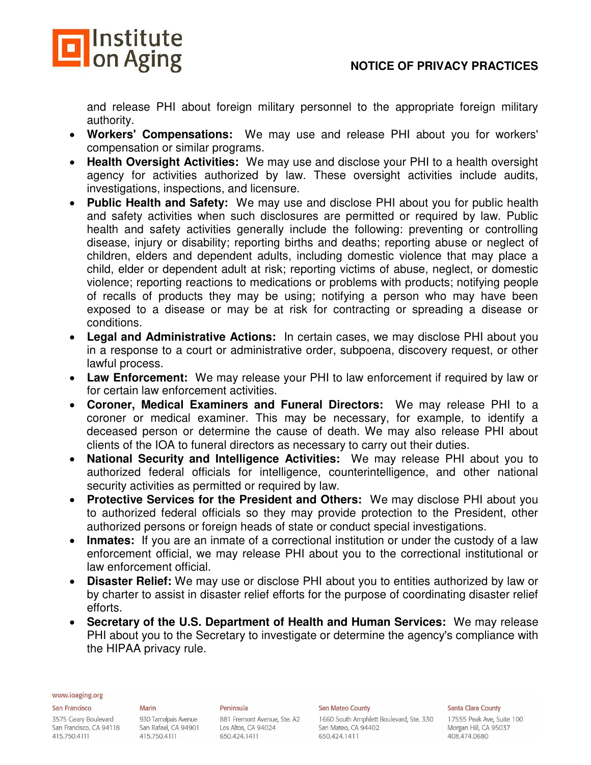and release PHI about foreign military personnel to the appropriate foreign military authority.

- **Workers' Compensations:** We may use and release PHI about you for workers' compensation or similar programs.
- **Health Oversight Activities:** We may use and disclose your PHI to a health oversight agency for activities authorized by law. These oversight activities include audits, investigations, inspections, and licensure.
- **Public Health and Safety:** We may use and disclose PHI about you for public health and safety activities when such disclosures are permitted or required by law. Public health and safety activities generally include the following: preventing or controlling disease, injury or disability; reporting births and deaths; reporting abuse or neglect of children, elders and dependent adults, including domestic violence that may place a child, elder or dependent adult at risk; reporting victims of abuse, neglect, or domestic violence; reporting reactions to medications or problems with products; notifying people of recalls of products they may be using; notifying a person who may have been exposed to a disease or may be at risk for contracting or spreading a disease or conditions.
- **Legal and Administrative Actions:** In certain cases, we may disclose PHI about you in a response to a court or administrative order, subpoena, discovery request, or other lawful process.
- **Law Enforcement:** We may release your PHI to law enforcement if required by law or for certain law enforcement activities.
- **Coroner, Medical Examiners and Funeral Directors:** We may release PHI to a coroner or medical examiner. This may be necessary, for example, to identify a deceased person or determine the cause of death. We may also release PHI about clients of the IOA to funeral directors as necessary to carry out their duties.
- **National Security and Intelligence Activities:** We may release PHI about you to authorized federal officials for intelligence, counterintelligence, and other national security activities as permitted or required by law.
- **Protective Services for the President and Others:** We may disclose PHI about you to authorized federal officials so they may provide protection to the President, other authorized persons or foreign heads of state or conduct special investigations.
- **Inmates:** If you are an inmate of a correctional institution or under the custody of a law enforcement official, we may release PHI about you to the correctional institutional or law enforcement official.
- **Disaster Relief:** We may use or disclose PHI about you to entities authorized by law or by charter to assist in disaster relief efforts for the purpose of coordinating disaster relief efforts.
- **Secretary of the U.S. Department of Health and Human Services:** We may release PHI about you to the Secretary to investigate or determine the agency's compliance with the HIPAA privacy rule.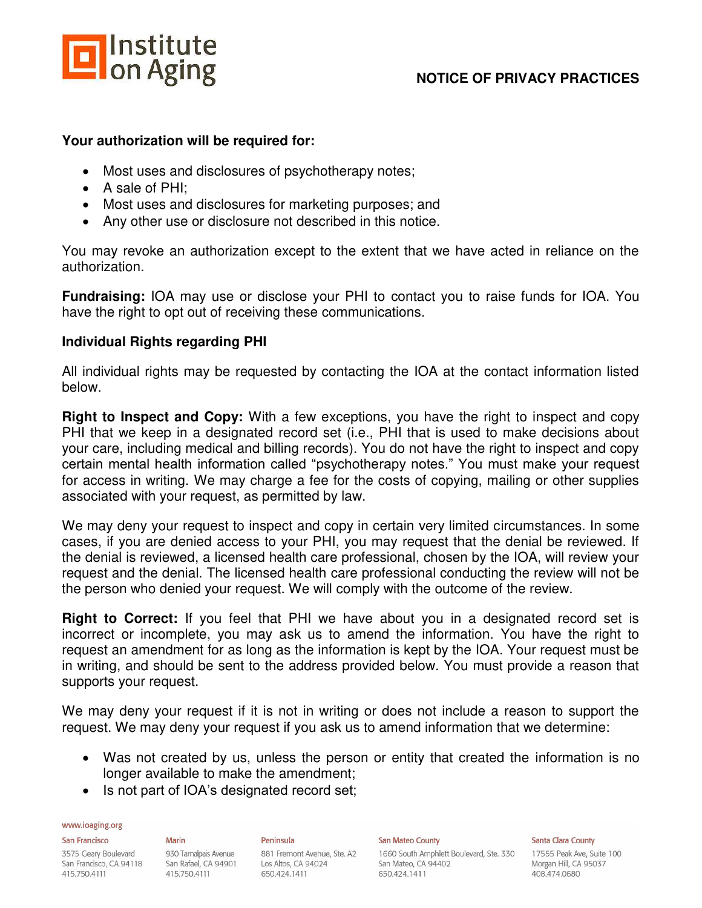**Your authorization will be required for:**

- Most uses and disclosures of psychotherapy notes;
- A sale of PHI;
- Most uses and disclosures for marketing purposes; and
- Any other use or disclosure not described in this notice.

You may revoke an authorization except to the extent that we have acted in reliance on the authorization.

**Fundraising:** IOA may use or disclose your PHI to contact you to raise funds for IOA. You have the right to opt out of receiving these communications.

**Individual Rights regarding PHI**

All individual rights may be requested by contacting the IOA at the contact information listed below.

**Right to Inspect and Copy:** With a few exceptions, you have the right to inspect and copy PHI that we keep in a designated record set (i.e., PHI that is used to make decisions about your care, including medical and billing records). You do not have the right to inspect and copy certain mental health information called "psychotherapy notes." You must make your request for access in writing. We may charge a fee for the costs of copying, mailing or other supplies associated with your request, as permitted by law.

We may deny your request to inspect and copy in certain very limited circumstances. In some cases, if you are denied access to your PHI, you may request that the denial be reviewed. If the denial is reviewed, a licensed health care professional, chosen by the IOA, will review your request and the denial. The licensed health care professional conducting the review will not be the person who denied your request. We will comply with the outcome of the review.

**Right to Correct:** If you feel that PHI we have about you in a designated record set is incorrect or incomplete, you may ask us to amend the information. You have the right to request an amendment for as long as the information is kept by the IOA. Your request must be in writing, and should be sent to the address provided below. You must provide a reason that supports your request.

We may deny your request if it is not in writing or does not include a reason to support the request. We may deny your request if you ask us to amend information that we determine:

- Was not created by us, unless the person or entity that created the information is no longer available to make the amendment;
- Is not part of IOA's designated record set;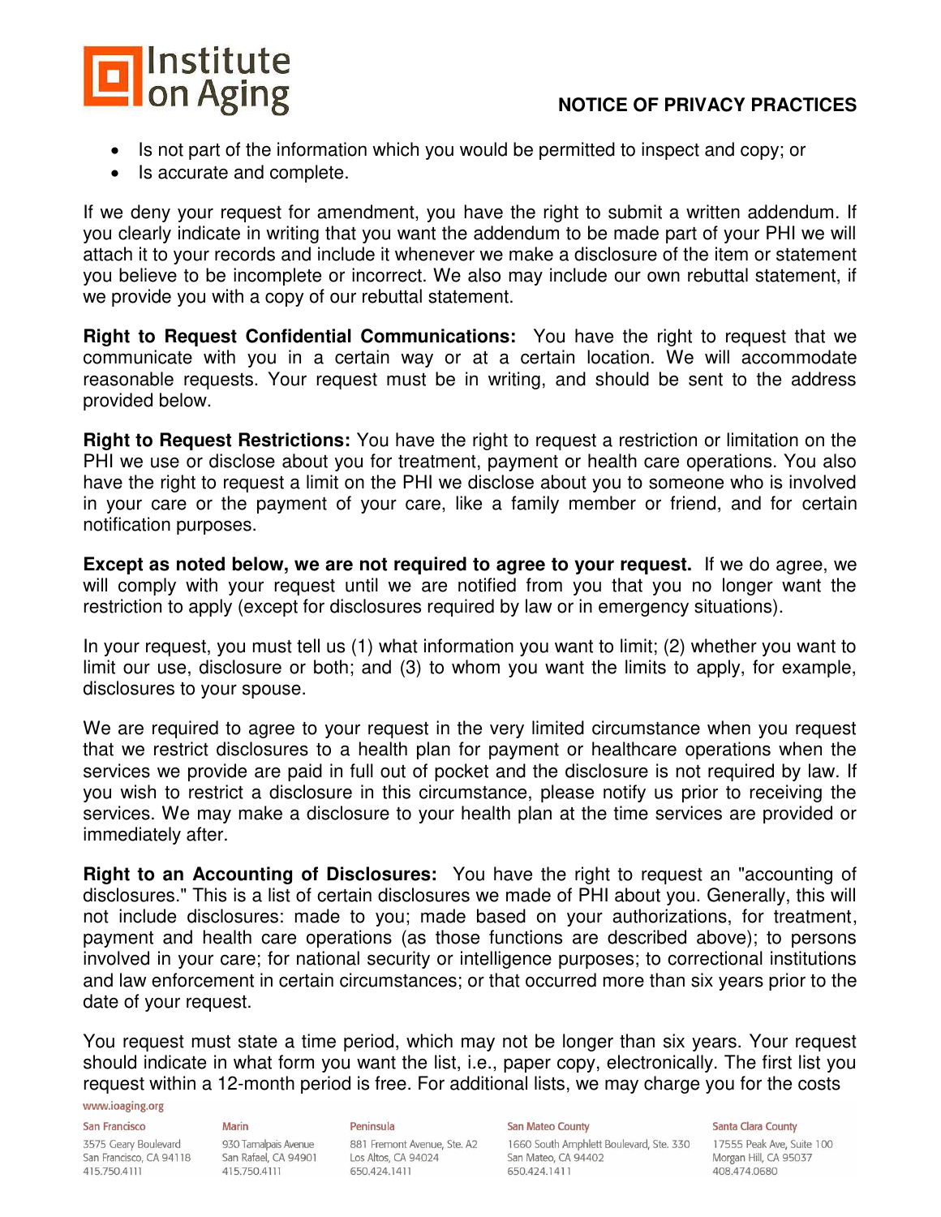- Is not part of the information which you would be permitted to inspect and copy; or
- Is accurate and complete.

If we deny your request for amendment, you have the right to submit a written addendum. If you clearly indicate in writing that you want the addendum to be made part of your PHI we will attach it to your records and include it whenever we make a disclosure of the item or statement you believe to be incomplete or incorrect. We also may include our own rebuttal statement, if we provide you with a copy of our rebuttal statement.

**Right to Request Confidential Communications:** You have the right to request that we communicate with you in a certain way or at a certain location. We will accommodate reasonable requests. Your request must be in writing, and should be sent to the address provided below.

**Right to Request Restrictions:** You have the right to request a restriction or limitation on the PHI we use or disclose about you for treatment, payment or health care operations. You also have the right to request a limit on the PHI we disclose about you to someone who is involved in your care or the payment of your care, like a family member or friend, and for certain notification purposes.

**Except as noted below, we are not required to agree to your request.** If we do agree, we will comply with your request until we are notified from you that you no longer want the restriction to apply (except for disclosures required by law or in emergency situations).

In your request, you must tell us (1) what information you want to limit; (2) whether you want to limit our use, disclosure or both; and (3) to whom you want the limits to apply, for example, disclosures to your spouse.

We are required to agree to your request in the very limited circumstance when you request that we restrict disclosures to a health plan for payment or healthcare operations when the services we provide are paid in full out of pocket and the disclosure is not required by law. If you wish to restrict a disclosure in this circumstance, please notify us prior to receiving the services. We may make a disclosure to your health plan at the time services are provided or immediately after.

**Right to an Accounting of Disclosures:** You have the right to request an "accounting of disclosures." This is a list of certain disclosures we made of PHI about you. Generally, this will not include disclosures: made to you; made based on your authorizations, for treatment, payment and health care operations (as those functions are described above); to persons involved in your care; for national security or intelligence purposes; to correctional institutions and law enforcement in certain circumstances; or that occurred more than six years prior to the date of your request.

You request must state a time period, which may not be longer than six years. Your request should indicate in what form you want the list, i.e., paper copy, electronically. The first list you request within a 12-month period is free. For additional lists, we may charge you for the costs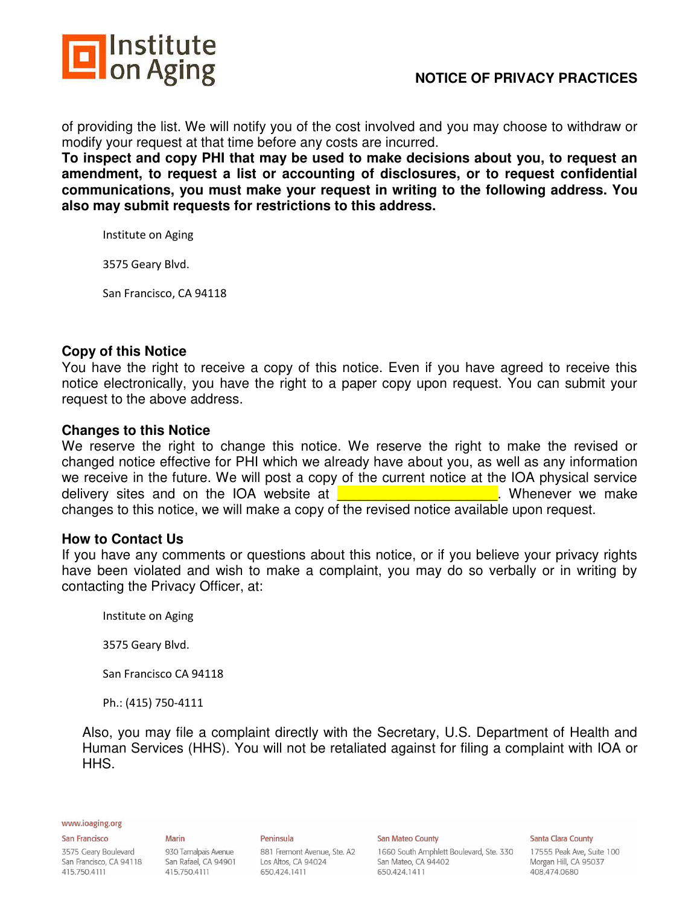of providing the list. We will notify you of the cost involved and you may choose to withdraw or modify your request at that time before any costs are incurred.

**To inspect and copy PHI that may be used to make decisions about you, to request an amendment, to request a list or accounting of disclosures, or to request confidential communications, you must make your request in writing to the following address. You also may submit requests for restrictions to this address.**

Institute on Aging

3575 Geary Blvd.

San Francisco, CA 94118

### Copy of this Notice

You have the right to receive a copy of this notice. Even if you have agreed to receive this notice electronically, you have the right to a paper copy upon request. You can submit your request to the above address.

### Changes to this Notice

We reserve the right to change this notice. We reserve the right to make the revised or changed notice effective for PHI which we already have about you, as well as any information we receive in the future. We will post a copy of the current notice at the IOA physical service delivery sites and on the IOA website at ____________________. Whenever we make changes to this notice, we will make a copy of the revised notice available upon request.

### How to Contact Us

If you have any comments or questions about this notice, or if you believe your privacy rights have been violated and wish to make a complaint, you may do so verbally or in writing by contacting the Privacy Officer, at:

Institute on Aging

3575 Geary Blvd.

San Francisco CA 94118

Ph.: (415) 750-4111

Also, you may file a complaint directly with the Secretary, U.S. Department of Health and Human Services (HHS). You will not be retaliated against for filing a complaint with IOA or HHS.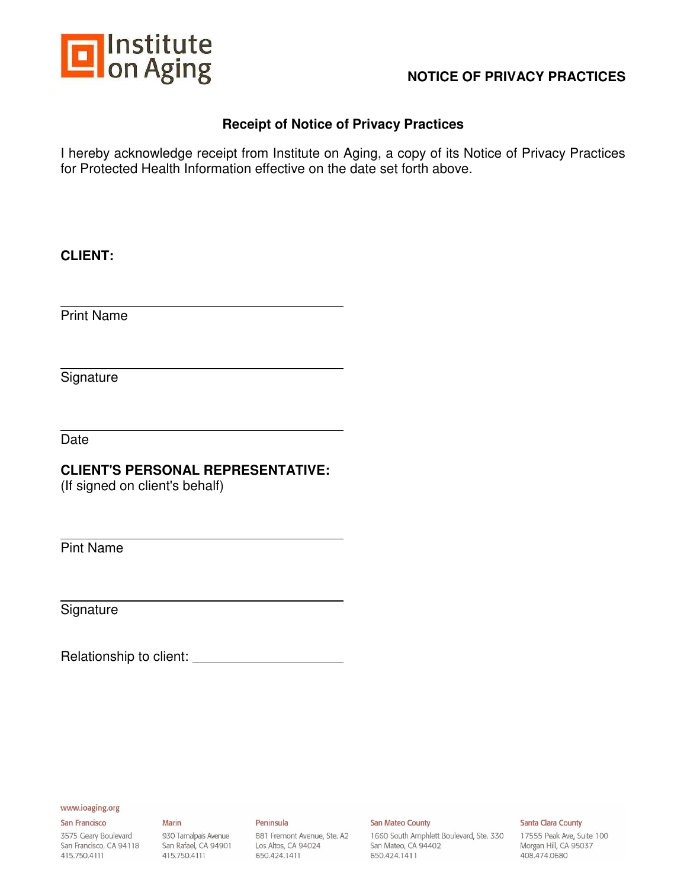Institute on Aging

**NOTICE OF PRIVACY PRACTICES**

### Receipt of Notice of Privacy Practices

I hereby acknowledge receipt from Institute on Aging, a copy of its Notice of Privacy Practices for Protected Health Information effective on the date set forth above.

**CLIENT:**

\_\_\_\_\_\_\_\_\_\_\_\_\_\_\_\_\_\_\_\_\_\_\_\_\_\_\_\_\_\_\_\_\_\_\_\_\_\_\_\_

Print Name

\_\_\_\_\_\_\_\_\_\_\_\_\_\_\_\_\_\_\_\_\_\_\_\_\_\_\_\_\_\_\_\_\_\_\_\_\_\_\_\_

Signature

\_\_\_\_\_\_\_\_\_\_\_\_\_\_\_\_\_\_\_\_\_\_\_\_\_\_\_\_\_\_\_\_\_\_\_\_\_\_\_\_

Date

**CLIENT'S PERSONAL REPRESENTATIVE:**
(If signed on client's behalf)

\_\_\_\_\_\_\_\_\_\_\_\_\_\_\_\_\_\_\_\_\_\_\_\_\_\_\_\_\_\_\_\_\_\_\_\_\_\_\_\_

Pint Name

\_\_\_\_\_\_\_\_\_\_\_\_\_\_\_\_\_\_\_\_\_\_\_\_\_\_\_\_\_\_\_\_\_\_\_\_\_\_\_\_

Signature

Relationship to client: \_\_\_\_\_\_\_\_\_\_\_\_\_\_\_\_\_\_\_\_

www.ioaging.org

| San Francisco | Marin | Peninsula | San Mateo County | Santa Clara County |
|---|---|---|---|---|
| 3575 Geary Boulevard<br>San Francisco, CA 94118<br>415.750.4111 | 930 Tamalpais Avenue<br>San Rafael, CA 94901<br>415.750.4111 | 881 Fremont Avenue, Ste. A2<br>Los Altos, CA 94024<br>650.424.1411 | 1660 South Amphlett Boulevard, Ste. 330<br>San Mateo, CA 94402<br>650.424.1411 | 17555 Peak Ave, Suite 100<br>Morgan Hill, CA 95037<br>408.474.0680 |